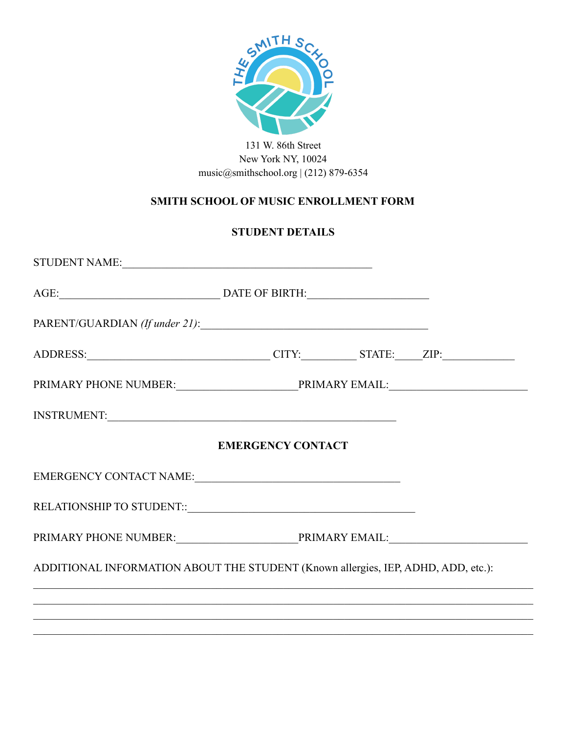131 W. 86th Street
New York NY, 10024
music@smithschool.org | (212) 879-6354

**SMITH SCHOOL OF MUSIC ENROLLMENT FORM**

**STUDENT DETAILS**

STUDENT NAME:______________________________________________

AGE:_____________________________ DATE OF BIRTH:______________________

PARENT/GUARDIAN *(If under 21)*:__________________________________________

ADDRESS:__________________________________ CITY:__________ STATE:_____ZIP:_____________

PRIMARY PHONE NUMBER:______________________PRIMARY EMAIL:_________________________

INSTRUMENT:_____________________________________________________

**EMERGENCY CONTACT**

EMERGENCY CONTACT NAME:_____________________________________

RELATIONSHIP TO STUDENT::__________________________________________

PRIMARY PHONE NUMBER:______________________PRIMARY EMAIL:_________________________

ADDITIONAL INFORMATION ABOUT THE STUDENT (Known allergies, IEP, ADHD, ADD, etc.):

______________________________________________________________________________________________

______________________________________________________________________________________________

______________________________________________________________________________________________

______________________________________________________________________________________________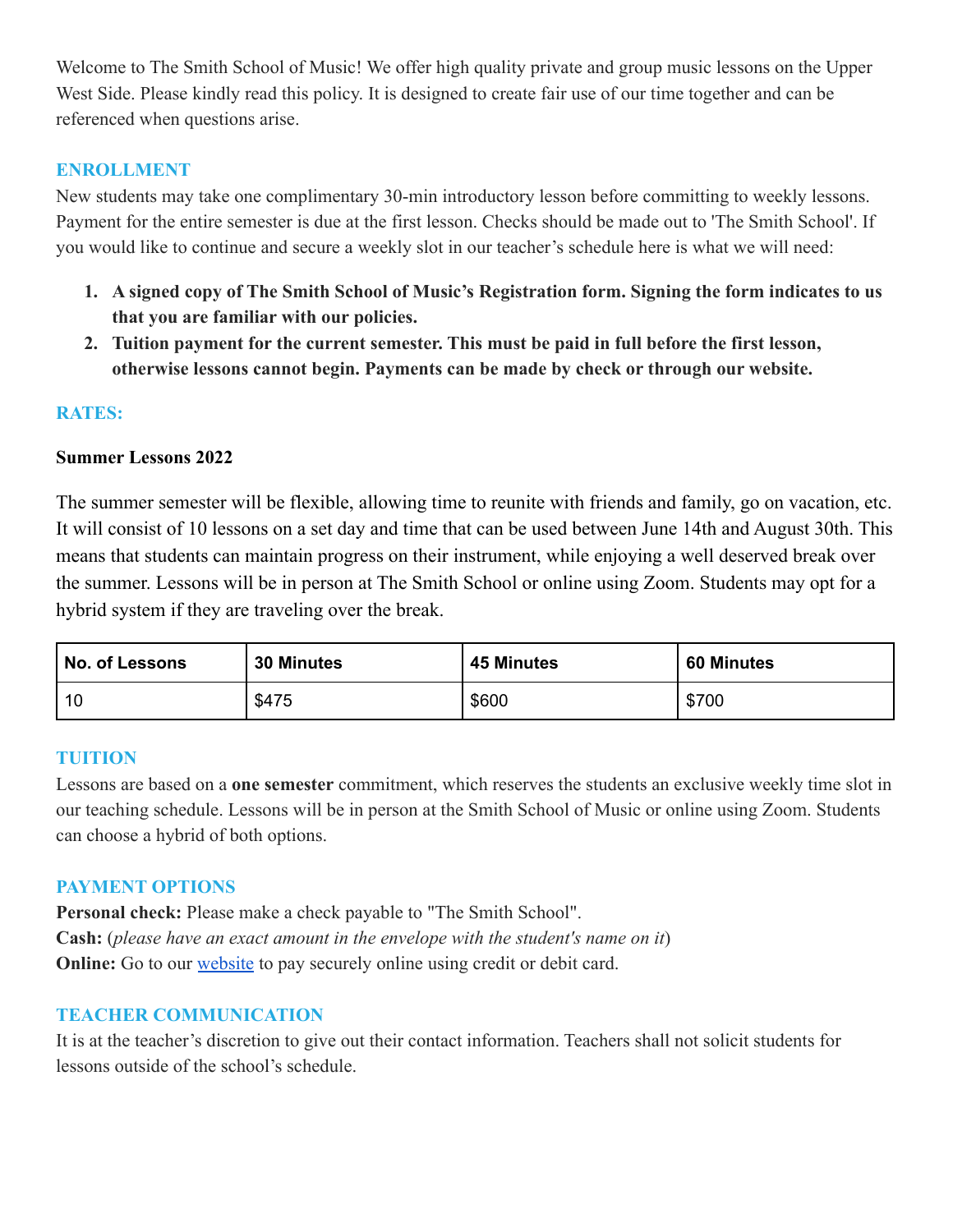Welcome to The Smith School of Music! We offer high quality private and group music lessons on the Upper West Side. Please kindly read this policy. It is designed to create fair use of our time together and can be referenced when questions arise.

## ENROLLMENT

New students may take one complimentary 30-min introductory lesson before committing to weekly lessons. Payment for the entire semester is due at the first lesson. Checks should be made out to 'The Smith School'. If you would like to continue and secure a weekly slot in our teacher's schedule here is what we will need:

1. **A signed copy of The Smith School of Music's Registration form. Signing the form indicates to us that you are familiar with our policies.**
2. **Tuition payment for the current semester. This must be paid in full before the first lesson, otherwise lessons cannot begin. Payments can be made by check or through our website.**

## RATES:

### Summer Lessons 2022

The summer semester will be flexible, allowing time to reunite with friends and family, go on vacation, etc. It will consist of 10 lessons on a set day and time that can be used between June 14th and August 30th. This means that students can maintain progress on their instrument, while enjoying a well deserved break over the summer. Lessons will be in person at The Smith School or online using Zoom. Students may opt for a hybrid system if they are traveling over the break.

| No. of Lessons | 30 Minutes | 45 Minutes | 60 Minutes |
|---|---|---|---|
| 10 | $475 | $600 | $700 |

## TUITION

Lessons are based on a **one semester** commitment, which reserves the students an exclusive weekly time slot in our teaching schedule. Lessons will be in person at the Smith School of Music or online using Zoom. Students can choose a hybrid of both options.

## PAYMENT OPTIONS

**Personal check:** Please make a check payable to "The Smith School".
**Cash:** (*please have an exact amount in the envelope with the student's name on it*)
**Online:** Go to our website to pay securely online using credit or debit card.

## TEACHER COMMUNICATION

It is at the teacher's discretion to give out their contact information. Teachers shall not solicit students for lessons outside of the school's schedule.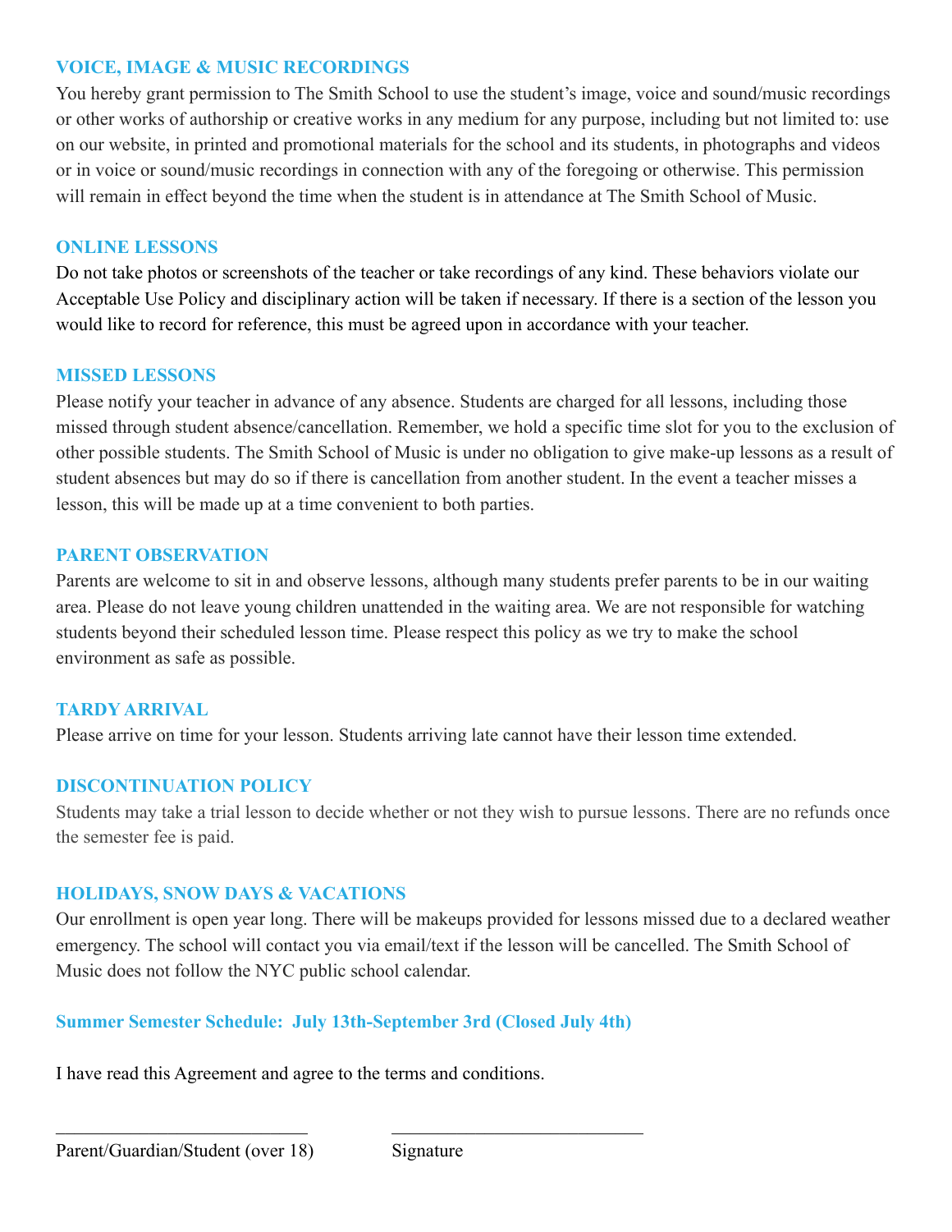## VOICE, IMAGE & MUSIC RECORDINGS

You hereby grant permission to The Smith School to use the student's image, voice and sound/music recordings or other works of authorship or creative works in any medium for any purpose, including but not limited to: use on our website, in printed and promotional materials for the school and its students, in photographs and videos or in voice or sound/music recordings in connection with any of the foregoing or otherwise. This permission will remain in effect beyond the time when the student is in attendance at The Smith School of Music.

## ONLINE LESSONS

Do not take photos or screenshots of the teacher or take recordings of any kind. These behaviors violate our Acceptable Use Policy and disciplinary action will be taken if necessary. If there is a section of the lesson you would like to record for reference, this must be agreed upon in accordance with your teacher.

## MISSED LESSONS

Please notify your teacher in advance of any absence. Students are charged for all lessons, including those missed through student absence/cancellation. Remember, we hold a specific time slot for you to the exclusion of other possible students. The Smith School of Music is under no obligation to give make-up lessons as a result of student absences but may do so if there is cancellation from another student. In the event a teacher misses a lesson, this will be made up at a time convenient to both parties.

## PARENT OBSERVATION

Parents are welcome to sit in and observe lessons, although many students prefer parents to be in our waiting area. Please do not leave young children unattended in the waiting area. We are not responsible for watching students beyond their scheduled lesson time. Please respect this policy as we try to make the school environment as safe as possible.

## TARDY ARRIVAL

Please arrive on time for your lesson. Students arriving late cannot have their lesson time extended.

## DISCONTINUATION POLICY

Students may take a trial lesson to decide whether or not they wish to pursue lessons. There are no refunds once the semester fee is paid.

## HOLIDAYS, SNOW DAYS & VACATIONS

Our enrollment is open year long. There will be makeups provided for lessons missed due to a declared weather emergency. The school will contact you via email/text if the lesson will be cancelled. The Smith School of Music does not follow the NYC public school calendar.

**Summer Semester Schedule: July 13th-September 3rd (Closed July 4th)**

I have read this Agreement and agree to the terms and conditions.

\_\_\_\_\_\_\_\_\_\_\_\_\_\_\_\_\_\_\_\_\_\_\_\_\_\_\_\_ \_\_\_\_\_\_\_\_\_\_\_\_\_\_\_\_\_\_\_\_\_\_\_\_\_\_\_\_

Parent/Guardian/Student (over 18) Signature